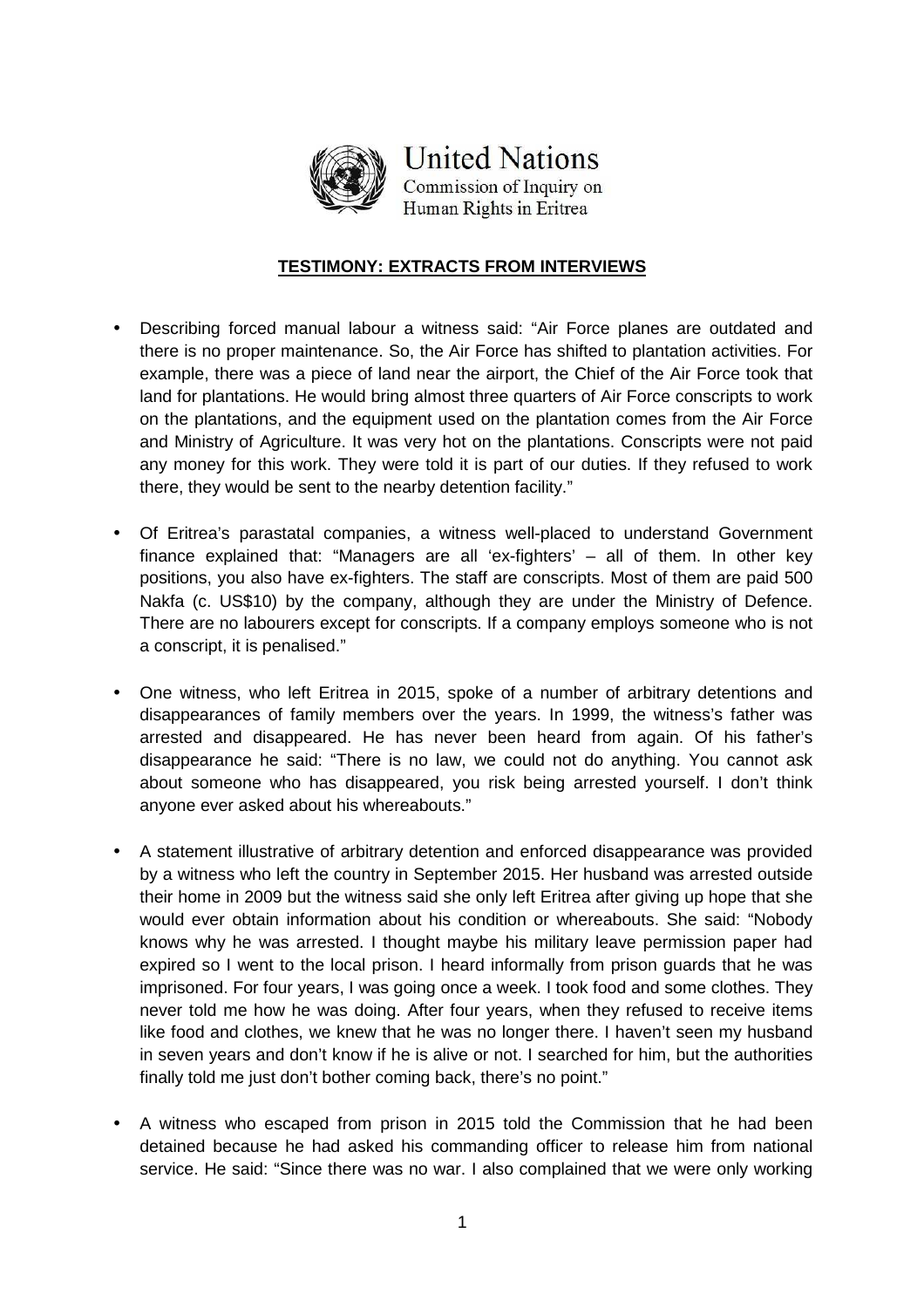United Nations
Commission of Inquiry on
Human Rights in Eritrea

**TESTIMONY: EXTRACTS FROM INTERVIEWS**

- Describing forced manual labour a witness said: "Air Force planes are outdated and there is no proper maintenance. So, the Air Force has shifted to plantation activities. For example, there was a piece of land near the airport, the Chief of the Air Force took that land for plantations. He would bring almost three quarters of Air Force conscripts to work on the plantations, and the equipment used on the plantation comes from the Air Force and Ministry of Agriculture. It was very hot on the plantations. Conscripts were not paid any money for this work. They were told it is part of our duties. If they refused to work there, they would be sent to the nearby detention facility."

- Of Eritrea's parastatal companies, a witness well-placed to understand Government finance explained that: "Managers are all 'ex-fighters' – all of them. In other key positions, you also have ex-fighters. The staff are conscripts. Most of them are paid 500 Nakfa (c. US$10) by the company, although they are under the Ministry of Defence. There are no labourers except for conscripts. If a company employs someone who is not a conscript, it is penalised."

- One witness, who left Eritrea in 2015, spoke of a number of arbitrary detentions and disappearances of family members over the years. In 1999, the witness's father was arrested and disappeared. He has never been heard from again. Of his father's disappearance he said: "There is no law, we could not do anything. You cannot ask about someone who has disappeared, you risk being arrested yourself. I don't think anyone ever asked about his whereabouts."

- A statement illustrative of arbitrary detention and enforced disappearance was provided by a witness who left the country in September 2015. Her husband was arrested outside their home in 2009 but the witness said she only left Eritrea after giving up hope that she would ever obtain information about his condition or whereabouts. She said: "Nobody knows why he was arrested. I thought maybe his military leave permission paper had expired so I went to the local prison. I heard informally from prison guards that he was imprisoned. For four years, I was going once a week. I took food and some clothes. They never told me how he was doing. After four years, when they refused to receive items like food and clothes, we knew that he was no longer there. I haven't seen my husband in seven years and don't know if he is alive or not. I searched for him, but the authorities finally told me just don't bother coming back, there's no point."

- A witness who escaped from prison in 2015 told the Commission that he had been detained because he had asked his commanding officer to release him from national service. He said: "Since there was no war. I also complained that we were only working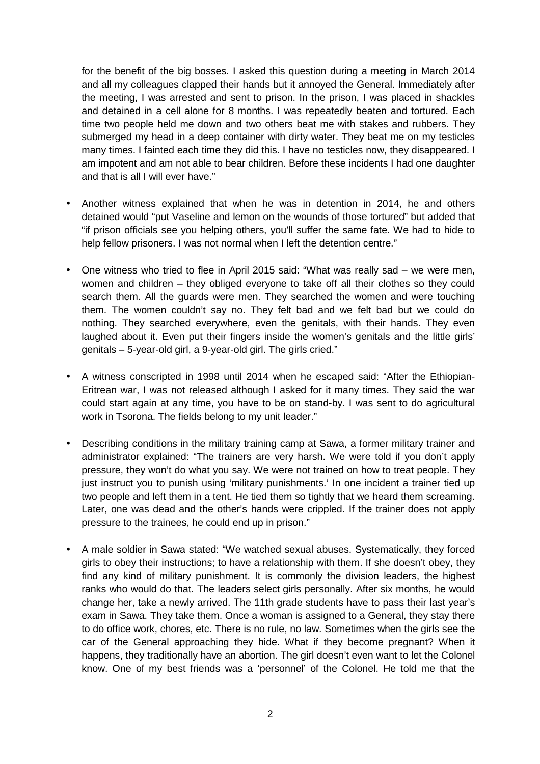for the benefit of the big bosses. I asked this question during a meeting in March 2014 and all my colleagues clapped their hands but it annoyed the General. Immediately after the meeting, I was arrested and sent to prison. In the prison, I was placed in shackles and detained in a cell alone for 8 months. I was repeatedly beaten and tortured. Each time two people held me down and two others beat me with stakes and rubbers. They submerged my head in a deep container with dirty water. They beat me on my testicles many times. I fainted each time they did this. I have no testicles now, they disappeared. I am impotent and am not able to bear children. Before these incidents I had one daughter and that is all I will ever have."

- Another witness explained that when he was in detention in 2014, he and others detained would "put Vaseline and lemon on the wounds of those tortured" but added that "if prison officials see you helping others, you'll suffer the same fate. We had to hide to help fellow prisoners. I was not normal when I left the detention centre."

- One witness who tried to flee in April 2015 said: "What was really sad – we were men, women and children – they obliged everyone to take off all their clothes so they could search them. All the guards were men. They searched the women and were touching them. The women couldn't say no. They felt bad and we felt bad but we could do nothing. They searched everywhere, even the genitals, with their hands. They even laughed about it. Even put their fingers inside the women's genitals and the little girls' genitals – 5-year-old girl, a 9-year-old girl. The girls cried."

- A witness conscripted in 1998 until 2014 when he escaped said: "After the Ethiopian-Eritrean war, I was not released although I asked for it many times. They said the war could start again at any time, you have to be on stand-by. I was sent to do agricultural work in Tsorona. The fields belong to my unit leader."

- Describing conditions in the military training camp at Sawa, a former military trainer and administrator explained: "The trainers are very harsh. We were told if you don't apply pressure, they won't do what you say. We were not trained on how to treat people. They just instruct you to punish using 'military punishments.' In one incident a trainer tied up two people and left them in a tent. He tied them so tightly that we heard them screaming. Later, one was dead and the other's hands were crippled. If the trainer does not apply pressure to the trainees, he could end up in prison."

- A male soldier in Sawa stated: "We watched sexual abuses. Systematically, they forced girls to obey their instructions; to have a relationship with them. If she doesn't obey, they find any kind of military punishment. It is commonly the division leaders, the highest ranks who would do that. The leaders select girls personally. After six months, he would change her, take a newly arrived. The 11th grade students have to pass their last year's exam in Sawa. They take them. Once a woman is assigned to a General, they stay there to do office work, chores, etc. There is no rule, no law. Sometimes when the girls see the car of the General approaching they hide. What if they become pregnant? When it happens, they traditionally have an abortion. The girl doesn't even want to let the Colonel know. One of my best friends was a 'personnel' of the Colonel. He told me that the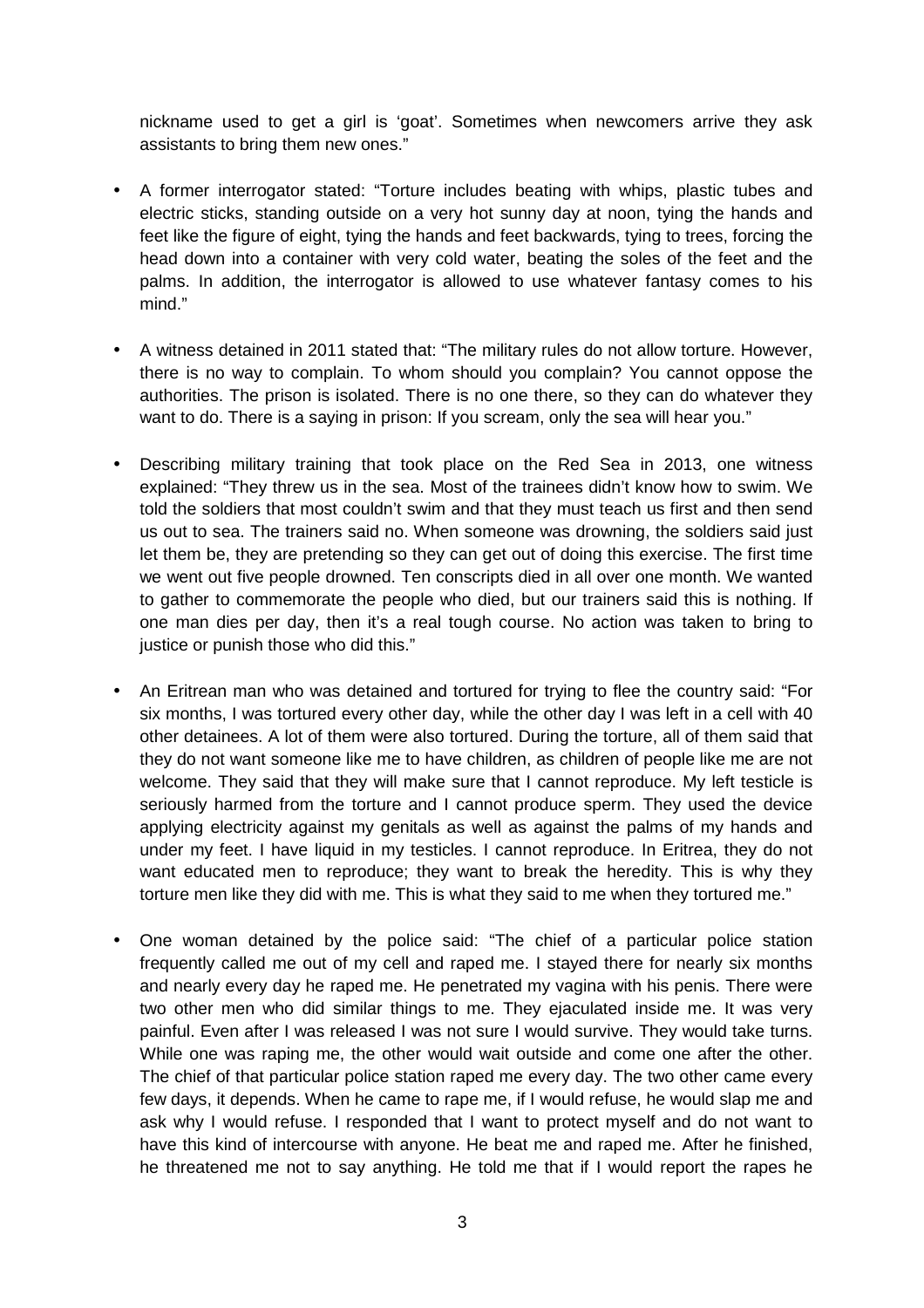nickname used to get a girl is 'goat'. Sometimes when newcomers arrive they ask assistants to bring them new ones."

- A former interrogator stated: "Torture includes beating with whips, plastic tubes and electric sticks, standing outside on a very hot sunny day at noon, tying the hands and feet like the figure of eight, tying the hands and feet backwards, tying to trees, forcing the head down into a container with very cold water, beating the soles of the feet and the palms. In addition, the interrogator is allowed to use whatever fantasy comes to his mind."

- A witness detained in 2011 stated that: "The military rules do not allow torture. However, there is no way to complain. To whom should you complain? You cannot oppose the authorities. The prison is isolated. There is no one there, so they can do whatever they want to do. There is a saying in prison: If you scream, only the sea will hear you."

- Describing military training that took place on the Red Sea in 2013, one witness explained: "They threw us in the sea. Most of the trainees didn't know how to swim. We told the soldiers that most couldn't swim and that they must teach us first and then send us out to sea. The trainers said no. When someone was drowning, the soldiers said just let them be, they are pretending so they can get out of doing this exercise. The first time we went out five people drowned. Ten conscripts died in all over one month. We wanted to gather to commemorate the people who died, but our trainers said this is nothing. If one man dies per day, then it's a real tough course. No action was taken to bring to justice or punish those who did this."

- An Eritrean man who was detained and tortured for trying to flee the country said: "For six months, I was tortured every other day, while the other day I was left in a cell with 40 other detainees. A lot of them were also tortured. During the torture, all of them said that they do not want someone like me to have children, as children of people like me are not welcome. They said that they will make sure that I cannot reproduce. My left testicle is seriously harmed from the torture and I cannot produce sperm. They used the device applying electricity against my genitals as well as against the palms of my hands and under my feet. I have liquid in my testicles. I cannot reproduce. In Eritrea, they do not want educated men to reproduce; they want to break the heredity. This is why they torture men like they did with me. This is what they said to me when they tortured me."

- One woman detained by the police said: "The chief of a particular police station frequently called me out of my cell and raped me. I stayed there for nearly six months and nearly every day he raped me. He penetrated my vagina with his penis. There were two other men who did similar things to me. They ejaculated inside me. It was very painful. Even after I was released I was not sure I would survive. They would take turns. While one was raping me, the other would wait outside and come one after the other. The chief of that particular police station raped me every day. The two other came every few days, it depends. When he came to rape me, if I would refuse, he would slap me and ask why I would refuse. I responded that I want to protect myself and do not want to have this kind of intercourse with anyone. He beat me and raped me. After he finished, he threatened me not to say anything. He told me that if I would report the rapes he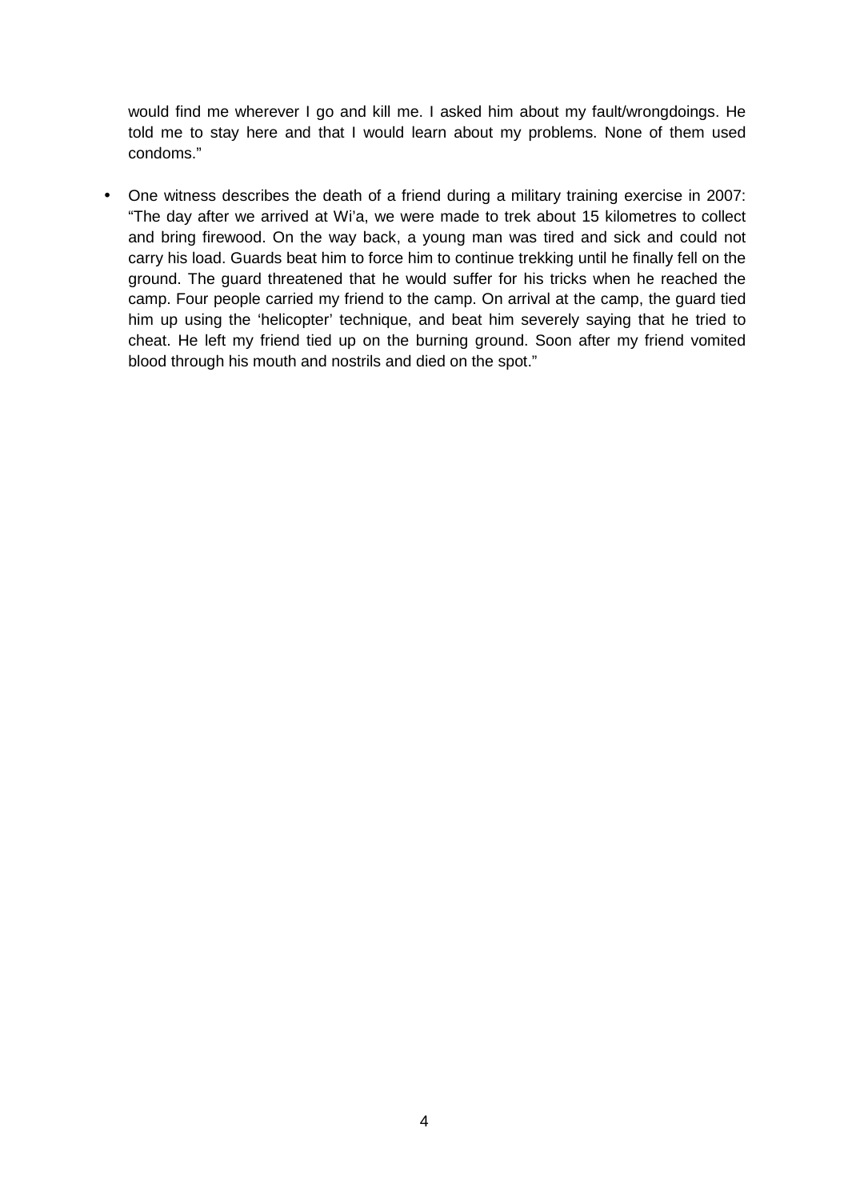would find me wherever I go and kill me. I asked him about my fault/wrongdoings. He told me to stay here and that I would learn about my problems. None of them used condoms."

- One witness describes the death of a friend during a military training exercise in 2007: "The day after we arrived at Wi'a, we were made to trek about 15 kilometres to collect and bring firewood. On the way back, a young man was tired and sick and could not carry his load. Guards beat him to force him to continue trekking until he finally fell on the ground. The guard threatened that he would suffer for his tricks when he reached the camp. Four people carried my friend to the camp. On arrival at the camp, the guard tied him up using the 'helicopter' technique, and beat him severely saying that he tried to cheat. He left my friend tied up on the burning ground. Soon after my friend vomited blood through his mouth and nostrils and died on the spot."